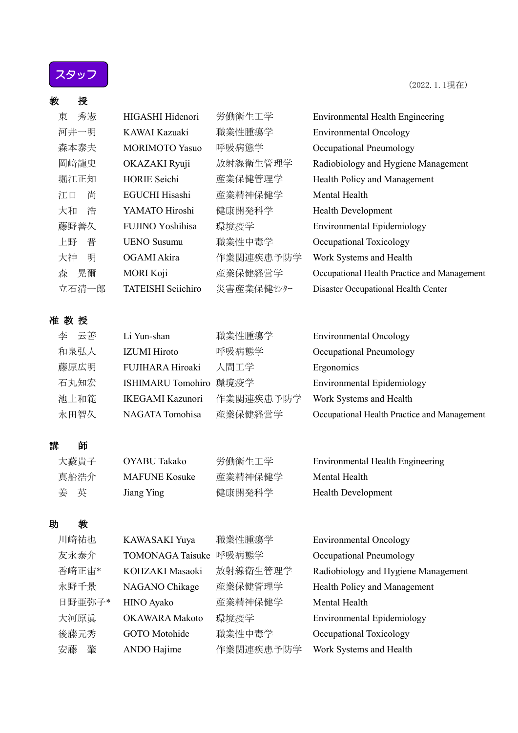## スタッフ

（2022. 1. 1現在）

### 教　授

| | | | |
|---|---|---|---|
| 東　秀憲 | HIGASHI Hidenori | 労働衛生工学 | Environmental Health Engineering |
| 河井一明 | KAWAI Kazuaki | 職業性腫瘍学 | Environmental Oncology |
| 森本泰夫 | MORIMOTO Yasuo | 呼吸病態学 | Occupational Pneumology |
| 岡﨑龍史 | OKAZAKI Ryuji | 放射線衛生管理学 | Radiobiology and Hygiene Management |
| 堀江正知 | HORIE Seichi | 産業保健管理学 | Health Policy and Management |
| 江口　尚 | EGUCHI Hisashi | 産業精神保健学 | Mental Health |
| 大和　浩 | YAMATO Hiroshi | 健康開発科学 | Health Development |
| 藤野善久 | FUJINO Yoshihisa | 環境疫学 | Environmental Epidemiology |
| 上野　晋 | UENO Susumu | 職業性中毒学 | Occupational Toxicology |
| 大神　明 | OGAMI Akira | 作業関連疾患予防学 | Work Systems and Health |
| 森　晃爾 | MORI Koji | 産業保健経営学 | Occupational Health Practice and Management |
| 立石清一郎 | TATEISHI Seiichiro | 災害産業保健ｾﾝﾀｰ | Disaster Occupational Health Center |

### 准 教 授

| | | | |
|---|---|---|---|
| 李　云善 | Li Yun-shan | 職業性腫瘍学 | Environmental Oncology |
| 和泉弘人 | IZUMI Hiroto | 呼吸病態学 | Occupational Pneumology |
| 藤原広明 | FUJIHARA Hiroaki | 人間工学 | Ergonomics |
| 石丸知宏 | ISHIMARU Tomohiro | 環境疫学 | Environmental Epidemiology |
| 池上和範 | IKEGAMI Kazunori | 作業関連疾患予防学 | Work Systems and Health |
| 永田智久 | NAGATA Tomohisa | 産業保健経営学 | Occupational Health Practice and Management |

### 講　師

| | | | |
|---|---|---|---|
| 大藪貴子 | OYABU Takako | 労働衛生工学 | Environmental Health Engineering |
| 真船浩介 | MAFUNE Kosuke | 産業精神保健学 | Mental Health |
| 姜　英 | Jiang Ying | 健康開発科学 | Health Development |

### 助　教

| | | | |
|---|---|---|---|
| 川﨑祐也 | KAWASAKI Yuya | 職業性腫瘍学 | Environmental Oncology |
| 友永泰介 | TOMONAGA Taisuke | 呼吸病態学 | Occupational Pneumology |
| 香﨑正宙* | KOHZAKI Masaoki | 放射線衛生管理学 | Radiobiology and Hygiene Management |
| 永野千景 | NAGANO Chikage | 産業保健管理学 | Health Policy and Management |
| 日野亜弥子* | HINO Ayako | 産業精神保健学 | Mental Health |
| 大河原眞 | OKAWARA Makoto | 環境疫学 | Environmental Epidemiology |
| 後藤元秀 | GOTO Motohide | 職業性中毒学 | Occupational Toxicology |
| 安藤　肇 | ANDO Hajime | 作業関連疾患予防学 | Work Systems and Health |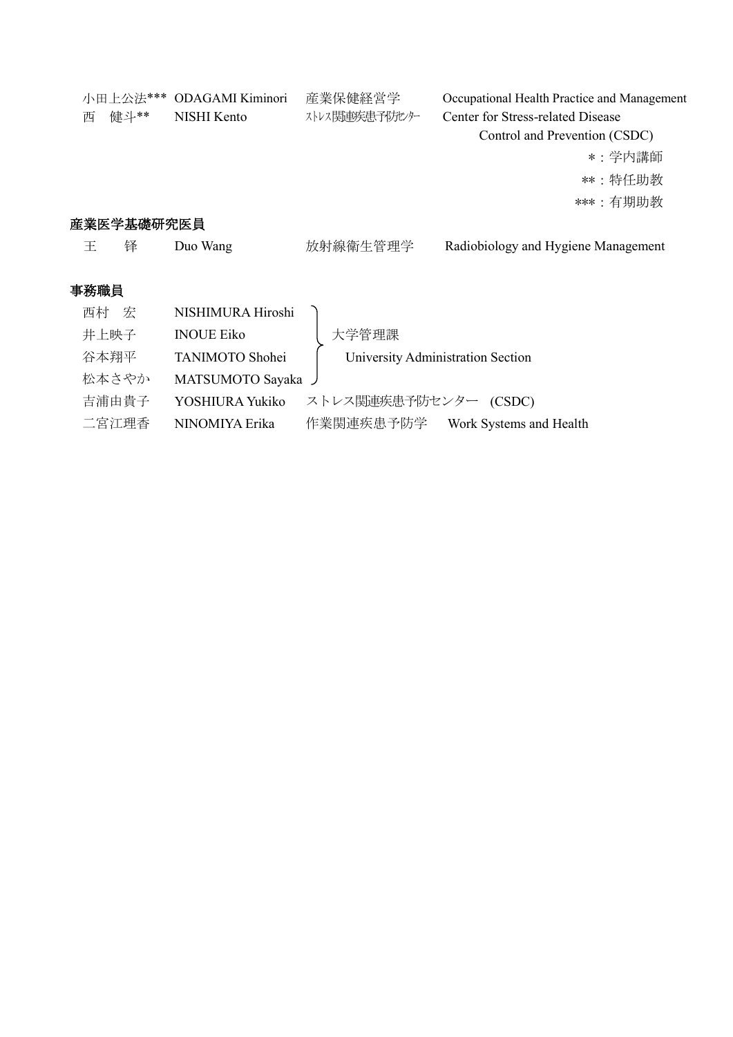| | | | |
|---|---|---|---|
| 小田上公法*** | ODAGAMI Kiminori | 産業保健経営学 | Occupational Health Practice and Management |
| 西　健斗** | NISHI Kento | ｽﾄﾚｽ関連疾患予防ｾﾝﾀｰ | Center for Stress-related Disease Control and Prevention (CSDC) |

＊：学内講師

＊＊：特任助教

＊＊＊：有期助教

**産業医学基礎研究医員**

| | | | |
|---|---|---|---|
| 王　铎 | Duo Wang | 放射線衛生管理学 | Radiobiology and Hygiene Management |

**事務職員**

| | | | |
|---|---|---|---|
| 西村　宏 | NISHIMURA Hiroshi | 大学管理課 | University Administration Section |
| 井上映子 | INOUE Eiko | 大学管理課 | University Administration Section |
| 谷本翔平 | TANIMOTO Shohei | 大学管理課 | University Administration Section |
| 松本さやか | MATSUMOTO Sayaka | 大学管理課 | University Administration Section |
| 吉浦由貴子 | YOSHIURA Yukiko | ストレス関連疾患予防センター | (CSDC) |
| 二宮江理香 | NINOMIYA Erika | 作業関連疾患予防学 | Work Systems and Health |